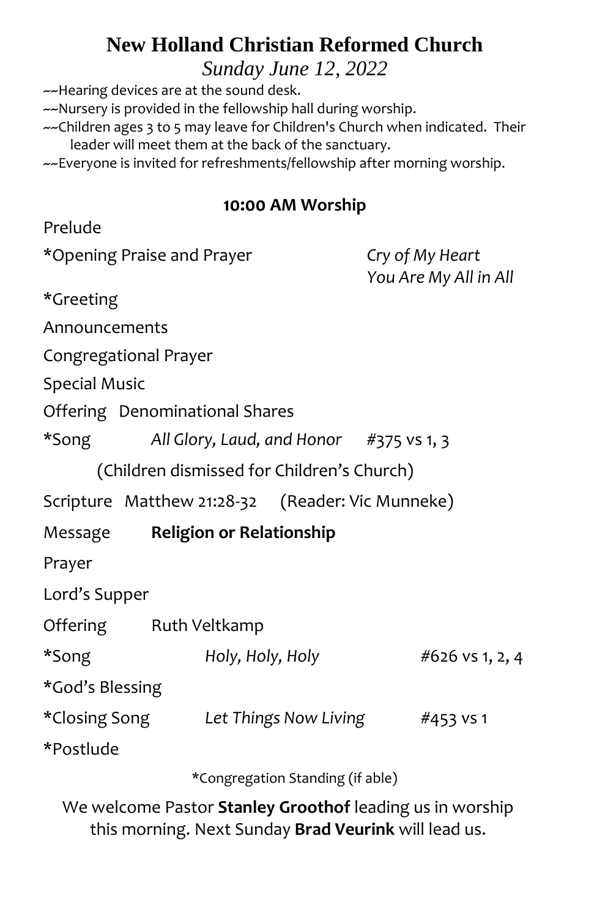# New Holland Christian Reformed Church

*Sunday June 12, 2022*

~~Hearing devices are at the sound desk.
~~Nursery is provided in the fellowship hall during worship.
~~Children ages 3 to 5 may leave for Children's Church when indicated. Their leader will meet them at the back of the sanctuary.
~~Everyone is invited for refreshments/fellowship after morning worship.

## 10:00 AM Worship

Prelude

*Opening Praise and Prayer — *Cry of My Heart*, *You Are My All in All*

*Greeting

Announcements

Congregational Prayer

Special Music

Offering Denominational Shares

*Song *All Glory, Laud, and Honor* #375 vs 1, 3

(Children dismissed for Children's Church)

Scripture Matthew 21:28-32 (Reader: Vic Munneke)

Message **Religion or Relationship**

Prayer

Lord's Supper

Offering Ruth Veltkamp

*Song *Holy, Holy, Holy* #626 vs 1, 2, 4

*God's Blessing

*Closing Song *Let Things Now Living* #453 vs 1

*Postlude

*Congregation Standing (if able)

We welcome Pastor **Stanley Groothof** leading us in worship this morning. Next Sunday **Brad Veurink** will lead us.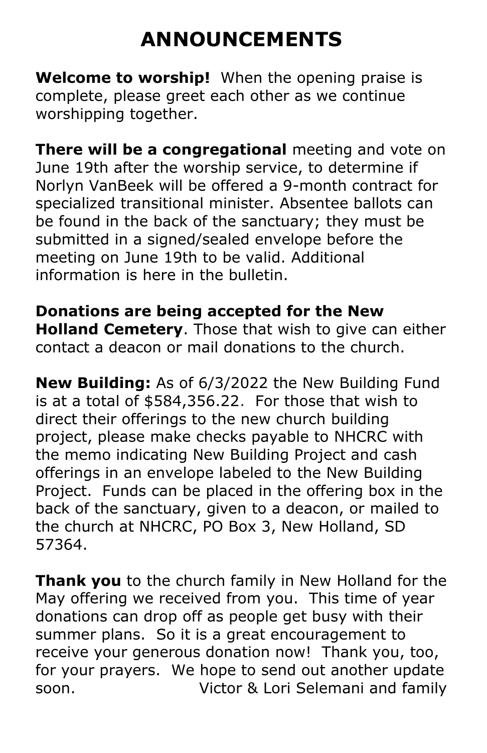# ANNOUNCEMENTS

**Welcome to worship!** When the opening praise is complete, please greet each other as we continue worshipping together.

**There will be a congregational** meeting and vote on June 19th after the worship service, to determine if Norlyn VanBeek will be offered a 9-month contract for specialized transitional minister. Absentee ballots can be found in the back of the sanctuary; they must be submitted in a signed/sealed envelope before the meeting on June 19th to be valid. Additional information is here in the bulletin.

**Donations are being accepted for the New Holland Cemetery**. Those that wish to give can either contact a deacon or mail donations to the church.

**New Building:** As of 6/3/2022 the New Building Fund is at a total of $584,356.22. For those that wish to direct their offerings to the new church building project, please make checks payable to NHCRC with the memo indicating New Building Project and cash offerings in an envelope labeled to the New Building Project. Funds can be placed in the offering box in the back of the sanctuary, given to a deacon, or mailed to the church at NHCRC, PO Box 3, New Holland, SD 57364.

**Thank you** to the church family in New Holland for the May offering we received from you. This time of year donations can drop off as people get busy with their summer plans. So it is a great encouragement to receive your generous donation now! Thank you, too, for your prayers. We hope to send out another update soon. Victor & Lori Selemani and family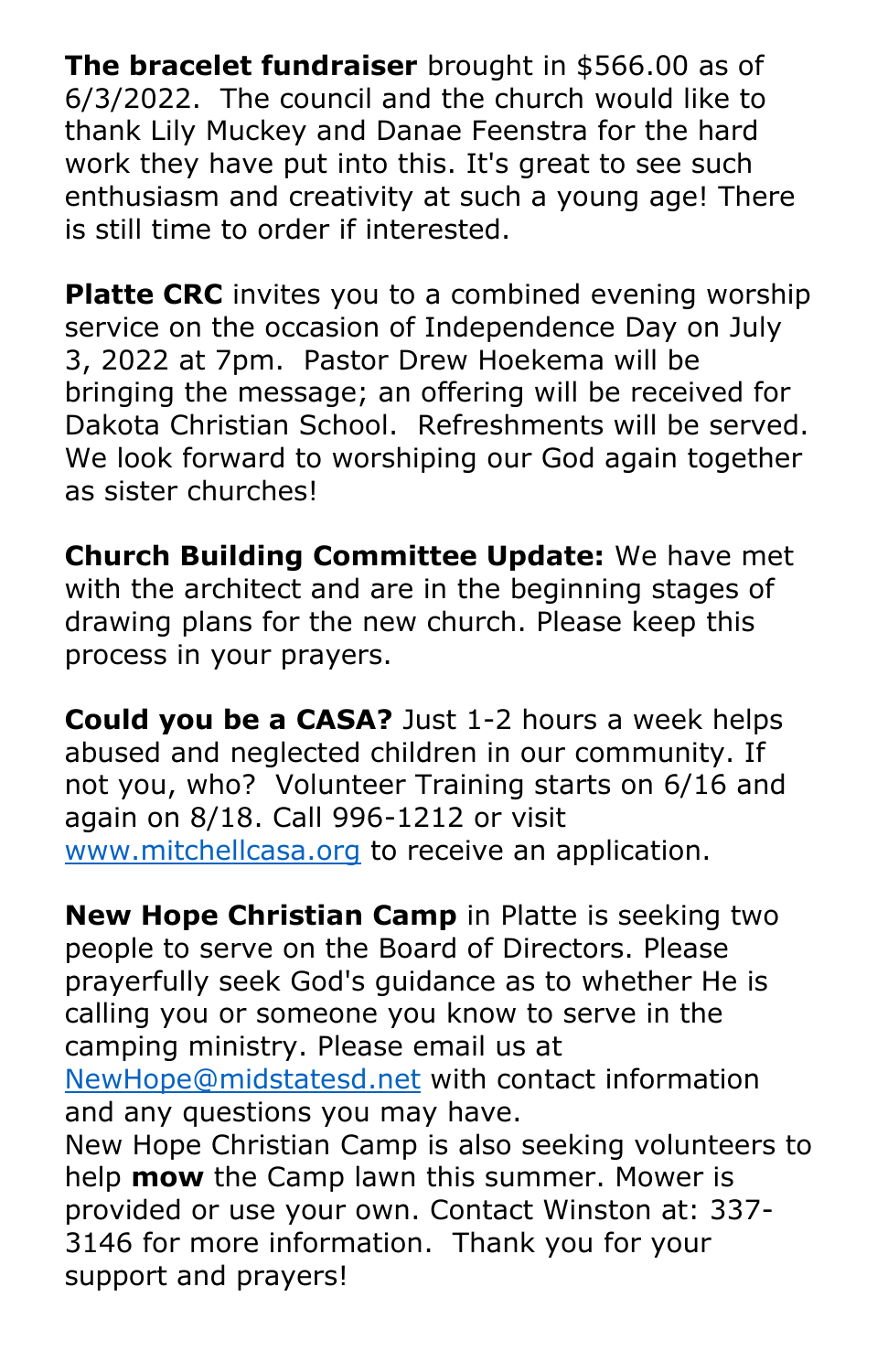**The bracelet fundraiser** brought in $566.00 as of 6/3/2022. The council and the church would like to thank Lily Muckey and Danae Feenstra for the hard work they have put into this. It's great to see such enthusiasm and creativity at such a young age! There is still time to order if interested.

**Platte CRC** invites you to a combined evening worship service on the occasion of Independence Day on July 3, 2022 at 7pm. Pastor Drew Hoekema will be bringing the message; an offering will be received for Dakota Christian School. Refreshments will be served. We look forward to worshiping our God again together as sister churches!

**Church Building Committee Update:** We have met with the architect and are in the beginning stages of drawing plans for the new church. Please keep this process in your prayers.

**Could you be a CASA?** Just 1-2 hours a week helps abused and neglected children in our community. If not you, who? Volunteer Training starts on 6/16 and again on 8/18. Call 996-1212 or visit [www.mitchellcasa.org](http://www.mitchellcasa.org) to receive an application.

**New Hope Christian Camp** in Platte is seeking two people to serve on the Board of Directors. Please prayerfully seek God's guidance as to whether He is calling you or someone you know to serve in the camping ministry. Please email us at [NewHope@midstatesd.net](mailto:NewHope@midstatesd.net) with contact information and any questions you may have.
New Hope Christian Camp is also seeking volunteers to help **mow** the Camp lawn this summer. Mower is provided or use your own. Contact Winston at: 337-3146 for more information. Thank you for your support and prayers!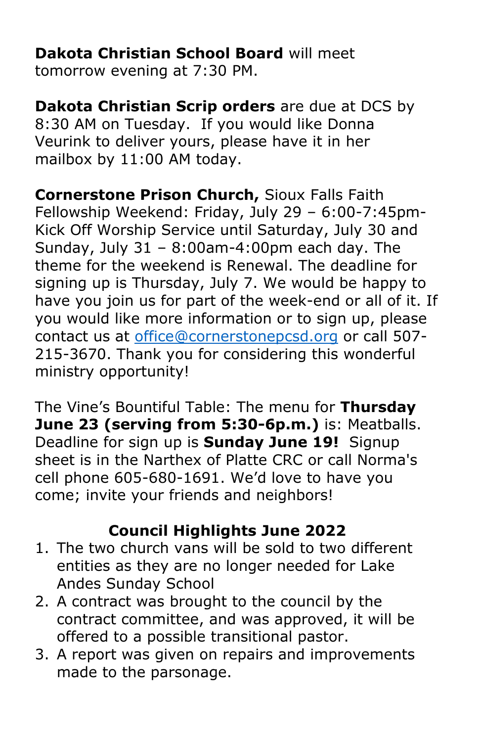**Dakota Christian School Board** will meet tomorrow evening at 7:30 PM.

**Dakota Christian Scrip orders** are due at DCS by 8:30 AM on Tuesday.  If you would like Donna Veurink to deliver yours, please have it in her mailbox by 11:00 AM today.

**Cornerstone Prison Church,** Sioux Falls Faith Fellowship Weekend: Friday, July 29 – 6:00-7:45pm- Kick Off Worship Service until Saturday, July 30 and Sunday, July 31 – 8:00am-4:00pm each day. The theme for the weekend is Renewal. The deadline for signing up is Thursday, July 7. We would be happy to have you join us for part of the week-end or all of it. If you would like more information or to sign up, please contact us at office@cornerstonepcsd.org or call 507-215-3670. Thank you for considering this wonderful ministry opportunity!

The Vine's Bountiful Table: The menu for **Thursday June 23 (serving from 5:30-6p.m.)** is: Meatballs. Deadline for sign up is **Sunday June 19!**  Signup sheet is in the Narthex of Platte CRC or call Norma's cell phone 605-680-1691. We'd love to have you come; invite your friends and neighbors!

**Council Highlights June 2022**

1. The two church vans will be sold to two different entities as they are no longer needed for Lake Andes Sunday School
2. A contract was brought to the council by the contract committee, and was approved, it will be offered to a possible transitional pastor.
3. A report was given on repairs and improvements made to the parsonage.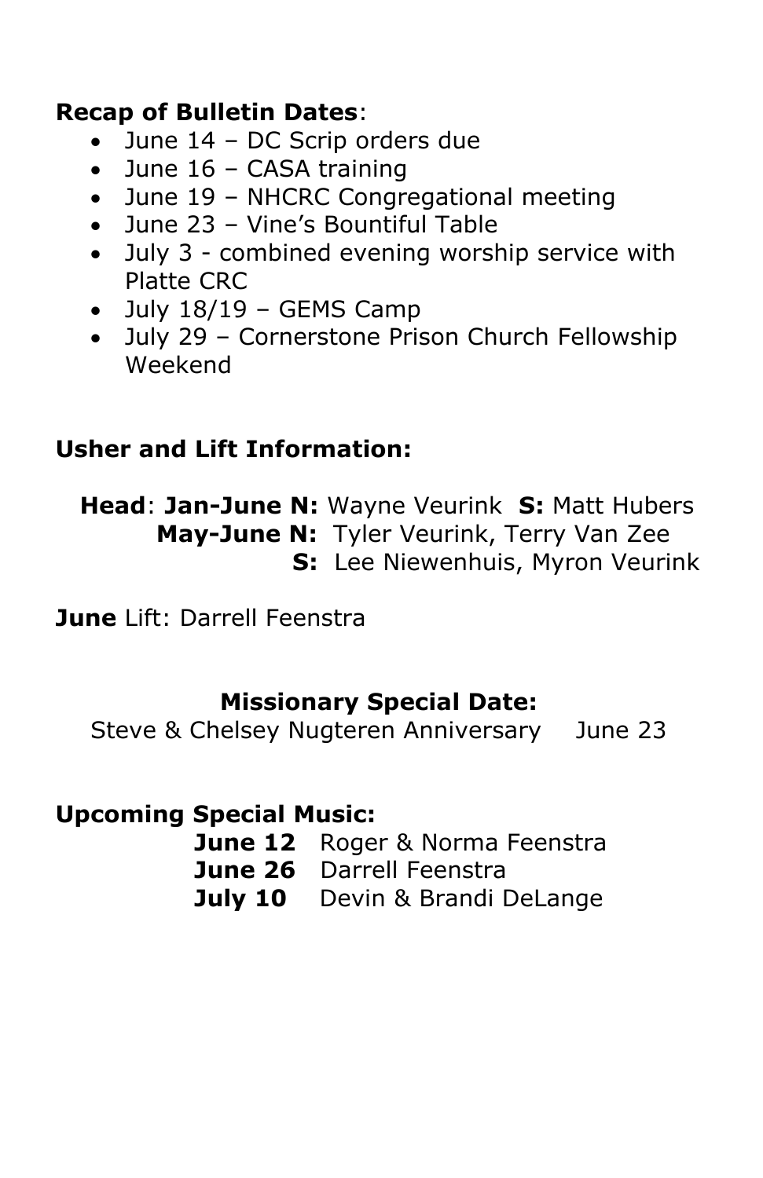**Recap of Bulletin Dates**:

- June 14 – DC Scrip orders due
- June 16 – CASA training
- June 19 – NHCRC Congregational meeting
- June 23 – Vine's Bountiful Table
- July 3 - combined evening worship service with Platte CRC
- July 18/19 – GEMS Camp
- July 29 – Cornerstone Prison Church Fellowship Weekend

**Usher and Lift Information:**

**Head**: **Jan-June N:** Wayne Veurink **S:** Matt Hubers
**May-June N:** Tyler Veurink, Terry Van Zee
**S:** Lee Niewenhuis, Myron Veurink

**June** Lift: Darrell Feenstra

**Missionary Special Date:**

Steve & Chelsey Nugteren Anniversary June 23

**Upcoming Special Music:**

**June 12** Roger & Norma Feenstra
**June 26** Darrell Feenstra
**July 10** Devin & Brandi DeLange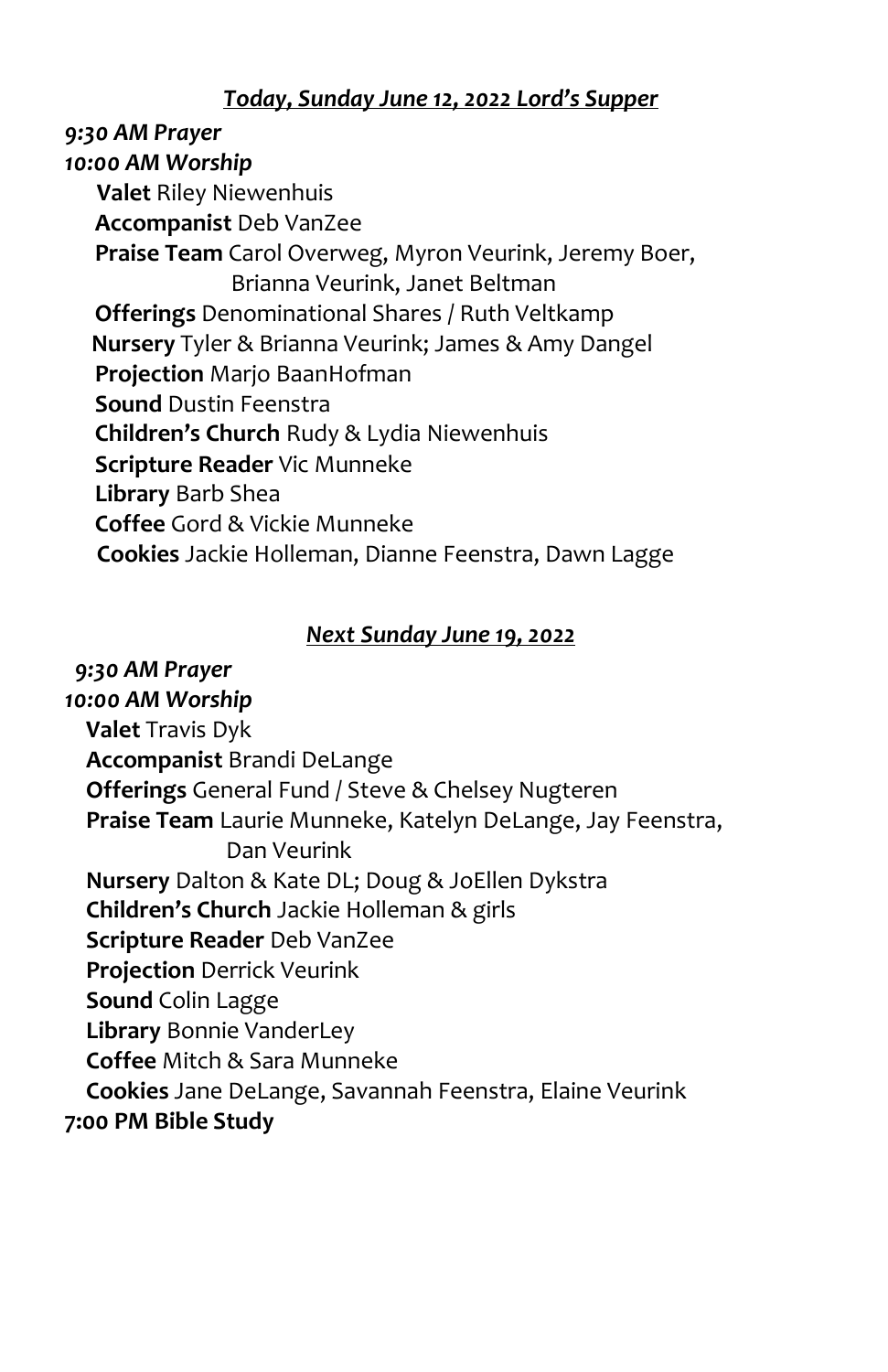***Today, Sunday June 12, 2022 Lord's Supper***

***9:30 AM Prayer***

***10:00 AM Worship***

**Valet** Riley Niewenhuis  
**Accompanist** Deb VanZee  
**Praise Team** Carol Overweg, Myron Veurink, Jeremy Boer, Brianna Veurink, Janet Beltman  
**Offerings** Denominational Shares / Ruth Veltkamp  
**Nursery** Tyler & Brianna Veurink; James & Amy Dangel  
**Projection** Marjo BaanHofman  
**Sound** Dustin Feenstra  
**Children's Church** Rudy & Lydia Niewenhuis  
**Scripture Reader** Vic Munneke  
**Library** Barb Shea  
**Coffee** Gord & Vickie Munneke  
**Cookies** Jackie Holleman, Dianne Feenstra, Dawn Lagge

***Next Sunday June 19, 2022***

***9:30 AM Prayer***

***10:00 AM Worship***

**Valet** Travis Dyk  
**Accompanist** Brandi DeLange  
**Offerings** General Fund / Steve & Chelsey Nugteren  
**Praise Team** Laurie Munneke, Katelyn DeLange, Jay Feenstra, Dan Veurink  
**Nursery** Dalton & Kate DL; Doug & JoEllen Dykstra  
**Children's Church** Jackie Holleman & girls  
**Scripture Reader** Deb VanZee  
**Projection** Derrick Veurink  
**Sound** Colin Lagge  
**Library** Bonnie VanderLey  
**Coffee** Mitch & Sara Munneke  
**Cookies** Jane DeLange, Savannah Feenstra, Elaine Veurink

**7:00 PM Bible Study**